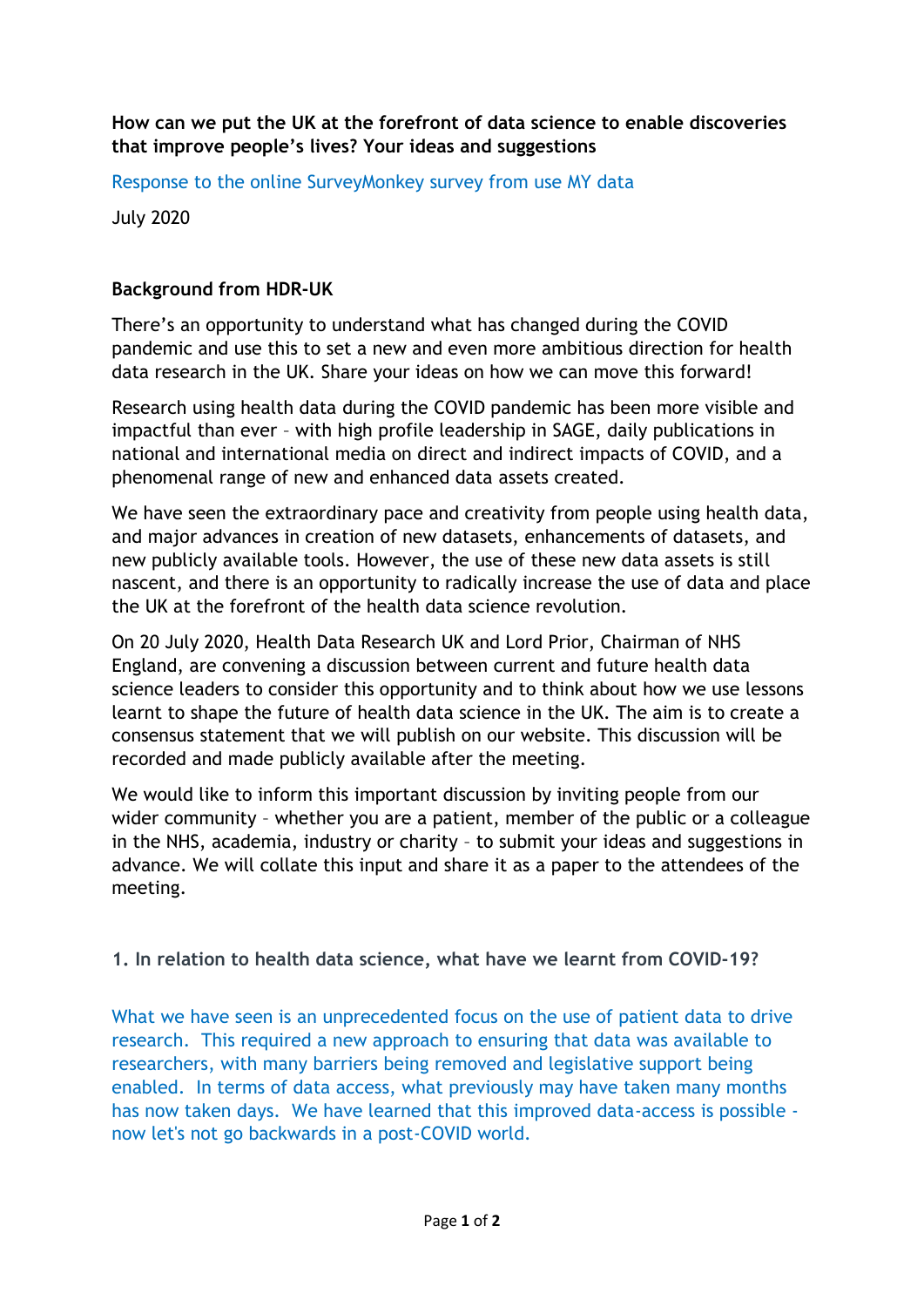**How can we put the UK at the forefront of data science to enable discoveries that improve people's lives? Your ideas and suggestions**

Response to the online SurveyMonkey survey from use MY data

July 2020

**Background from HDR-UK**

There's an opportunity to understand what has changed during the COVID pandemic and use this to set a new and even more ambitious direction for health data research in the UK. Share your ideas on how we can move this forward!

Research using health data during the COVID pandemic has been more visible and impactful than ever – with high profile leadership in SAGE, daily publications in national and international media on direct and indirect impacts of COVID, and a phenomenal range of new and enhanced data assets created.

We have seen the extraordinary pace and creativity from people using health data, and major advances in creation of new datasets, enhancements of datasets, and new publicly available tools. However, the use of these new data assets is still nascent, and there is an opportunity to radically increase the use of data and place the UK at the forefront of the health data science revolution.

On 20 July 2020, Health Data Research UK and Lord Prior, Chairman of NHS England, are convening a discussion between current and future health data science leaders to consider this opportunity and to think about how we use lessons learnt to shape the future of health data science in the UK. The aim is to create a consensus statement that we will publish on our website. This discussion will be recorded and made publicly available after the meeting.

We would like to inform this important discussion by inviting people from our wider community – whether you are a patient, member of the public or a colleague in the NHS, academia, industry or charity – to submit your ideas and suggestions in advance. We will collate this input and share it as a paper to the attendees of the meeting.

**1. In relation to health data science, what have we learnt from COVID-19?**

What we have seen is an unprecedented focus on the use of patient data to drive research. This required a new approach to ensuring that data was available to researchers, with many barriers being removed and legislative support being enabled. In terms of data access, what previously may have taken many months has now taken days. We have learned that this improved data-access is possible - now let's not go backwards in a post-COVID world.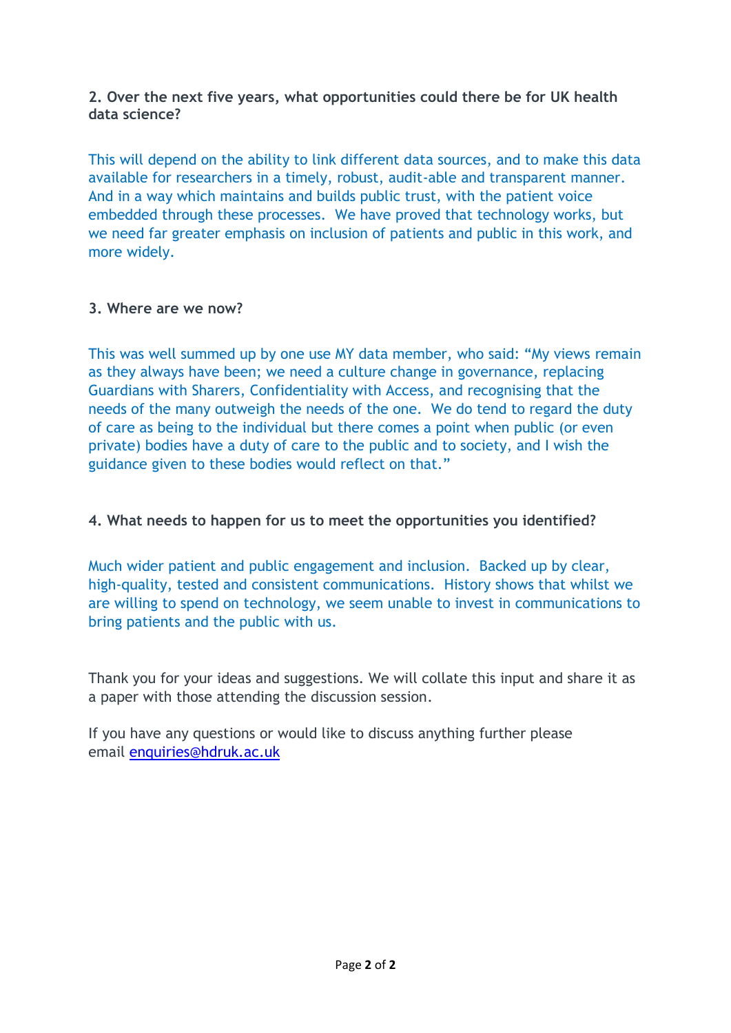**2. Over the next five years, what opportunities could there be for UK health data science?**

This will depend on the ability to link different data sources, and to make this data available for researchers in a timely, robust, audit-able and transparent manner. And in a way which maintains and builds public trust, with the patient voice embedded through these processes. We have proved that technology works, but we need far greater emphasis on inclusion of patients and public in this work, and more widely.

**3. Where are we now?**

This was well summed up by one use MY data member, who said: "My views remain as they always have been; we need a culture change in governance, replacing Guardians with Sharers, Confidentiality with Access, and recognising that the needs of the many outweigh the needs of the one. We do tend to regard the duty of care as being to the individual but there comes a point when public (or even private) bodies have a duty of care to the public and to society, and I wish the guidance given to these bodies would reflect on that."

**4. What needs to happen for us to meet the opportunities you identified?**

Much wider patient and public engagement and inclusion. Backed up by clear, high-quality, tested and consistent communications. History shows that whilst we are willing to spend on technology, we seem unable to invest in communications to bring patients and the public with us.

Thank you for your ideas and suggestions. We will collate this input and share it as a paper with those attending the discussion session.

If you have any questions or would like to discuss anything further please email [enquiries@hdruk.ac.uk](mailto:enquiries@hdruk.ac.uk)